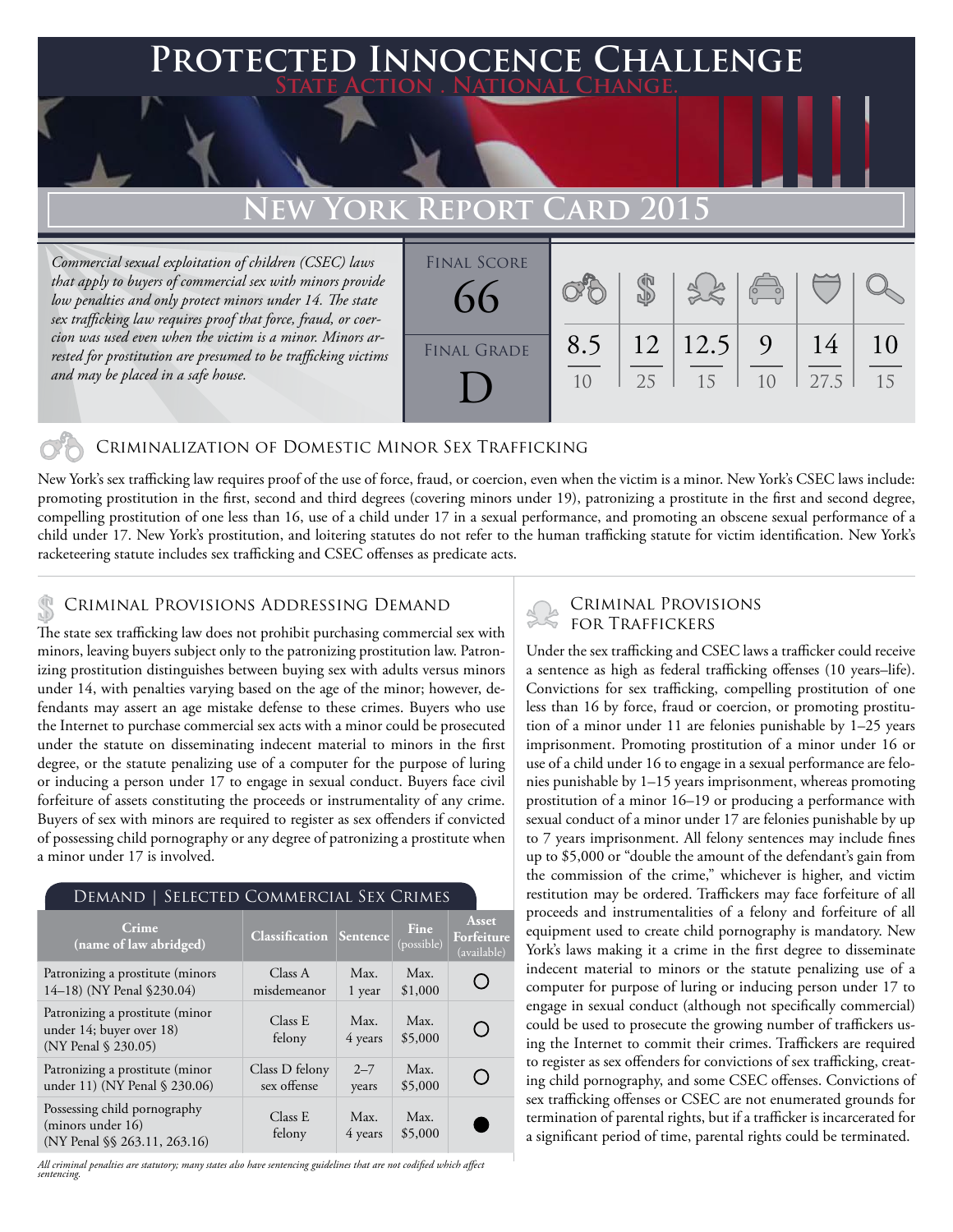# Protected Innocence Challenge

State Action . National Change.

## New York Report Card 2015

*Commercial sexual exploitation of children (CSEC) laws that apply to buyers of commercial sex with minors provide low penalties and only protect minors under 14. The state sex trafficking law requires proof that force, fraud, or coercion was used even when the victim is a minor. Minors arrested for prostitution are presumed to be trafficking victims and may be placed in a safe house.*

| Final Score | Final Grade |
|---|---|
| 66 | D |

| Criminalization | Demand | Traffickers | Facilitators | Protective Provisions | Criminal Justice Tools |
|---|---|---|---|---|---|
| 8.5/10 | 12/25 | 12.5/15 | 9/10 | 14/27.5 | 10/15 |

### Criminalization of Domestic Minor Sex Trafficking

New York's sex trafficking law requires proof of the use of force, fraud, or coercion, even when the victim is a minor. New York's CSEC laws include: promoting prostitution in the first, second and third degrees (covering minors under 19), patronizing a prostitute in the first and second degree, compelling prostitution of one less than 16, use of a child under 17 in a sexual performance, and promoting an obscene sexual performance of a child under 17. New York's prostitution, and loitering statutes do not refer to the human trafficking statute for victim identification. New York's racketeering statute includes sex trafficking and CSEC offenses as predicate acts.

### Criminal Provisions Addressing Demand

The state sex trafficking law does not prohibit purchasing commercial sex with minors, leaving buyers subject only to the patronizing prostitution law. Patronizing prostitution distinguishes between buying sex with adults versus minors under 14, with penalties varying based on the age of the minor; however, defendants may assert an age mistake defense to these crimes. Buyers who use the Internet to purchase commercial sex acts with a minor could be prosecuted under the statute on disseminating indecent material to minors in the first degree, or the statute penalizing use of a computer for the purpose of luring or inducing a person under 17 to engage in sexual conduct. Buyers face civil forfeiture of assets constituting the proceeds or instrumentality of any crime. Buyers of sex with minors are required to register as sex offenders if convicted of possessing child pornography or any degree of patronizing a prostitute when a minor under 17 is involved.

#### Demand | Selected Commercial Sex Crimes

| Crime (name of law abridged) | Classification | Sentence | Fine (possible) | Asset Forfeiture (available) |
|---|---|---|---|---|
| Patronizing a prostitute (minors 14–18) (NY Penal §230.04) | Class A misdemeanor | Max. 1 year | Max. $1,000 | ○ |
| Patronizing a prostitute (minor under 14; buyer over 18) (NY Penal § 230.05) | Class E felony | Max. 4 years | Max. $5,000 | ○ |
| Patronizing a prostitute (minor under 11) (NY Penal § 230.06) | Class D felony sex offense | 2–7 years | Max. $5,000 | ○ |
| Possessing child pornography (minors under 16) (NY Penal §§ 263.11, 263.16) | Class E felony | Max. 4 years | Max. $5,000 | ● |

*All criminal penalties are statutory; many states also have sentencing guidelines that are not codified which affect sentencing.*

### Criminal Provisions for Traffickers

Under the sex trafficking and CSEC laws a trafficker could receive a sentence as high as federal trafficking offenses (10 years–life). Convictions for sex trafficking, compelling prostitution of one less than 16 by force, fraud or coercion, or promoting prostitution of a minor under 11 are felonies punishable by 1–25 years imprisonment. Promoting prostitution of a minor under 16 or use of a child under 16 to engage in a sexual performance are felonies punishable by 1–15 years imprisonment, whereas promoting prostitution of a minor 16–19 or producing a performance with sexual conduct of a minor under 17 are felonies punishable by up to 7 years imprisonment. All felony sentences may include fines up to $5,000 or "double the amount of the defendant's gain from the commission of the crime," whichever is higher, and victim restitution may be ordered. Traffickers may face forfeiture of all proceeds and instrumentalities of a felony and forfeiture of all equipment used to create child pornography is mandatory. New York's laws making it a crime in the first degree to disseminate indecent material to minors or the statute penalizing use of a computer for purpose of luring or inducing person under 17 to engage in sexual conduct (although not specifically commercial) could be used to prosecute the growing number of traffickers using the Internet to commit their crimes. Traffickers are required to register as sex offenders for convictions of sex trafficking, creating child pornography, and some CSEC offenses. Convictions of sex trafficking offenses or CSEC are not enumerated grounds for termination of parental rights, but if a trafficker is incarcerated for a significant period of time, parental rights could be terminated.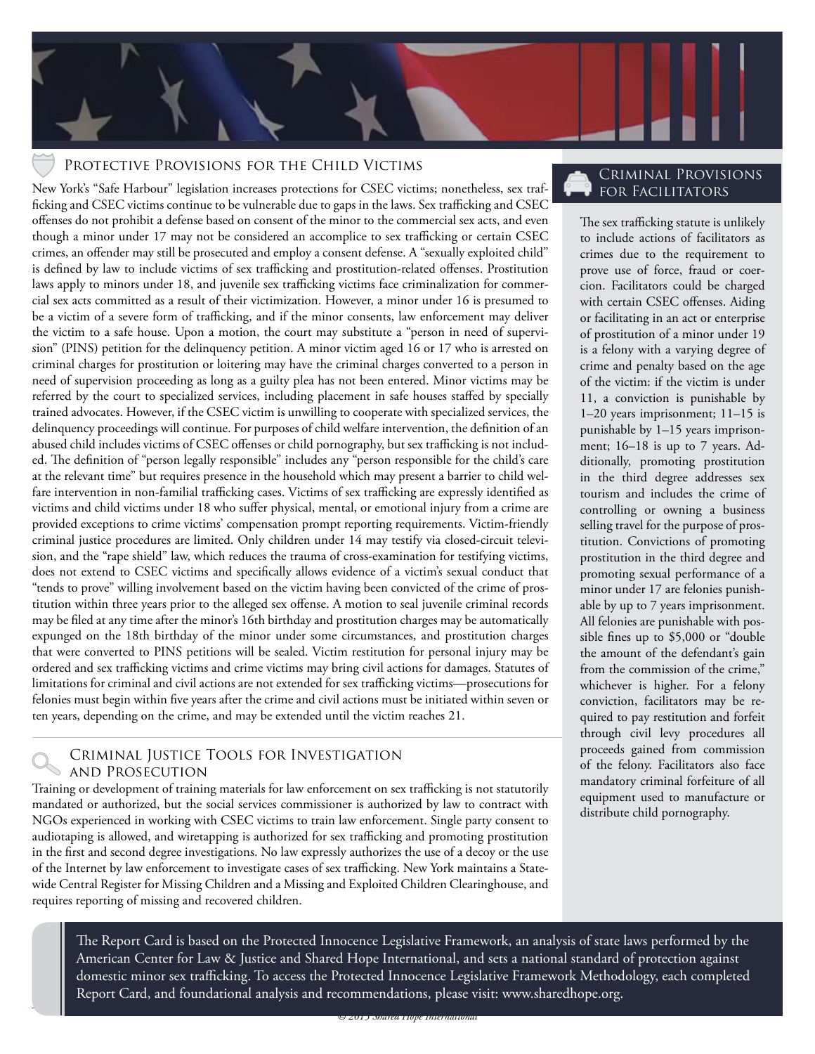## Protective Provisions for the Child Victims

New York's "Safe Harbour" legislation increases protections for CSEC victims; nonetheless, sex trafficking and CSEC victims continue to be vulnerable due to gaps in the laws. Sex trafficking and CSEC offenses do not prohibit a defense based on consent of the minor to the commercial sex acts, and even though a minor under 17 may not be considered an accomplice to sex trafficking or certain CSEC crimes, an offender may still be prosecuted and employ a consent defense. A "sexually exploited child" is defined by law to include victims of sex trafficking and prostitution-related offenses. Prostitution laws apply to minors under 18, and juvenile sex trafficking victims face criminalization for commercial sex acts committed as a result of their victimization. However, a minor under 16 is presumed to be a victim of a severe form of trafficking, and if the minor consents, law enforcement may deliver the victim to a safe house. Upon a motion, the court may substitute a "person in need of supervision" (PINS) petition for the delinquency petition. A minor victim aged 16 or 17 who is arrested on criminal charges for prostitution or loitering may have the criminal charges converted to a person in need of supervision proceeding as long as a guilty plea has not been entered. Minor victims may be referred by the court to specialized services, including placement in safe houses staffed by specially trained advocates. However, if the CSEC victim is unwilling to cooperate with specialized services, the delinquency proceedings will continue. For purposes of child welfare intervention, the definition of an abused child includes victims of CSEC offenses or child pornography, but sex trafficking is not included. The definition of "person legally responsible" includes any "person responsible for the child's care at the relevant time" but requires presence in the household which may present a barrier to child welfare intervention in non-familial trafficking cases. Victims of sex trafficking are expressly identified as victims and child victims under 18 who suffer physical, mental, or emotional injury from a crime are provided exceptions to crime victims' compensation prompt reporting requirements. Victim-friendly criminal justice procedures are limited. Only children under 14 may testify via closed-circuit television, and the "rape shield" law, which reduces the trauma of cross-examination for testifying victims, does not extend to CSEC victims and specifically allows evidence of a victim's sexual conduct that "tends to prove" willing involvement based on the victim having been convicted of the crime of prostitution within three years prior to the alleged sex offense. A motion to seal juvenile criminal records may be filed at any time after the minor's 16th birthday and prostitution charges may be automatically expunged on the 18th birthday of the minor under some circumstances, and prostitution charges that were converted to PINS petitions will be sealed. Victim restitution for personal injury may be ordered and sex trafficking victims and crime victims may bring civil actions for damages. Statutes of limitations for criminal and civil actions are not extended for sex trafficking victims—prosecutions for felonies must begin within five years after the crime and civil actions must be initiated within seven or ten years, depending on the crime, and may be extended until the victim reaches 21.

## Criminal Justice Tools for Investigation and Prosecution

Training or development of training materials for law enforcement on sex trafficking is not statutorily mandated or authorized, but the social services commissioner is authorized by law to contract with NGOs experienced in working with CSEC victims to train law enforcement. Single party consent to audiotaping is allowed, and wiretapping is authorized for sex trafficking and promoting prostitution in the first and second degree investigations. No law expressly authorizes the use of a decoy or the use of the Internet by law enforcement to investigate cases of sex trafficking. New York maintains a Statewide Central Register for Missing Children and a Missing and Exploited Children Clearinghouse, and requires reporting of missing and recovered children.

## Criminal Provisions for Facilitators

The sex trafficking statute is unlikely to include actions of facilitators as crimes due to the requirement to prove use of force, fraud or coercion. Facilitators could be charged with certain CSEC offenses. Aiding or facilitating in an act or enterprise of prostitution of a minor under 19 is a felony with a varying degree of crime and penalty based on the age of the victim: if the victim is under 11, a conviction is punishable by 1–20 years imprisonment; 11–15 is punishable by 1–15 years imprisonment; 16–18 is up to 7 years. Additionally, promoting prostitution in the third degree addresses sex tourism and includes the crime of controlling or owning a business selling travel for the purpose of prostitution. Convictions of promoting prostitution in the third degree and promoting sexual performance of a minor under 17 are felonies punishable by up to 7 years imprisonment. All felonies are punishable with possible fines up to $5,000 or "double the amount of the defendant's gain from the commission of the crime," whichever is higher. For a felony conviction, facilitators may be required to pay restitution and forfeit through civil levy procedures all proceeds gained from commission of the felony. Facilitators also face mandatory criminal forfeiture of all equipment used to manufacture or distribute child pornography.

The Report Card is based on the Protected Innocence Legislative Framework, an analysis of state laws performed by the American Center for Law & Justice and Shared Hope International, and sets a national standard of protection against domestic minor sex trafficking. To access the Protected Innocence Legislative Framework Methodology, each completed Report Card, and foundational analysis and recommendations, please visit: www.sharedhope.org.

*© 2013 Shared Hope International*